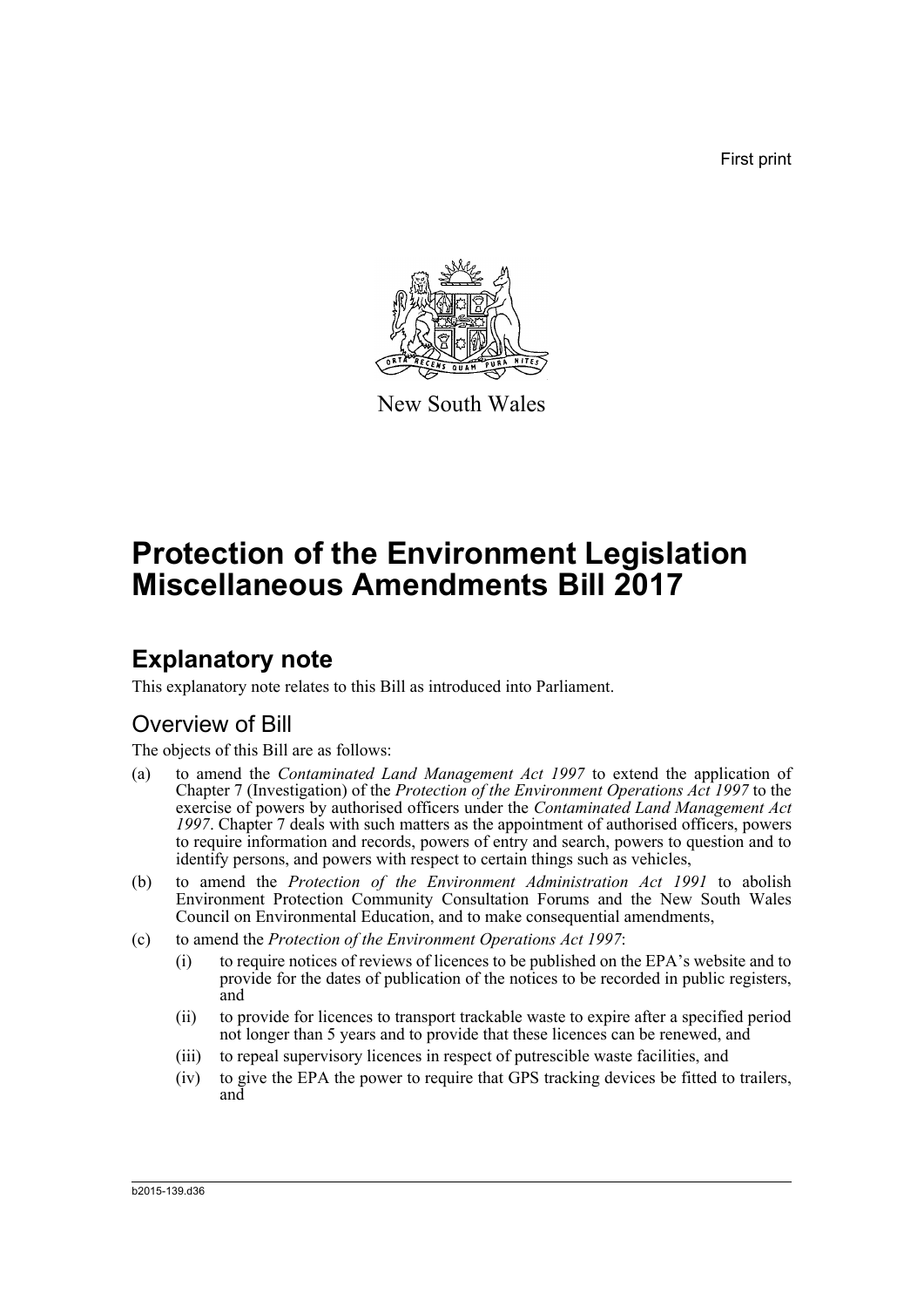First print

New South Wales

# Protection of the Environment Legislation Miscellaneous Amendments Bill 2017

## Explanatory note

This explanatory note relates to this Bill as introduced into Parliament.

### Overview of Bill

The objects of this Bill are as follows:

(a) to amend the *Contaminated Land Management Act 1997* to extend the application of Chapter 7 (Investigation) of the *Protection of the Environment Operations Act 1997* to the exercise of powers by authorised officers under the *Contaminated Land Management Act 1997*. Chapter 7 deals with such matters as the appointment of authorised officers, powers to require information and records, powers of entry and search, powers to question and to identify persons, and powers with respect to certain things such as vehicles,

(b) to amend the *Protection of the Environment Administration Act 1991* to abolish Environment Protection Community Consultation Forums and the New South Wales Council on Environmental Education, and to make consequential amendments,

(c) to amend the *Protection of the Environment Operations Act 1997*:

(i) to require notices of reviews of licences to be published on the EPA's website and to provide for the dates of publication of the notices to be recorded in public registers, and

(ii) to provide for licences to transport trackable waste to expire after a specified period not longer than 5 years and to provide that these licences can be renewed, and

(iii) to repeal supervisory licences in respect of putrescible waste facilities, and

(iv) to give the EPA the power to require that GPS tracking devices be fitted to trailers, and

b2015-139.d36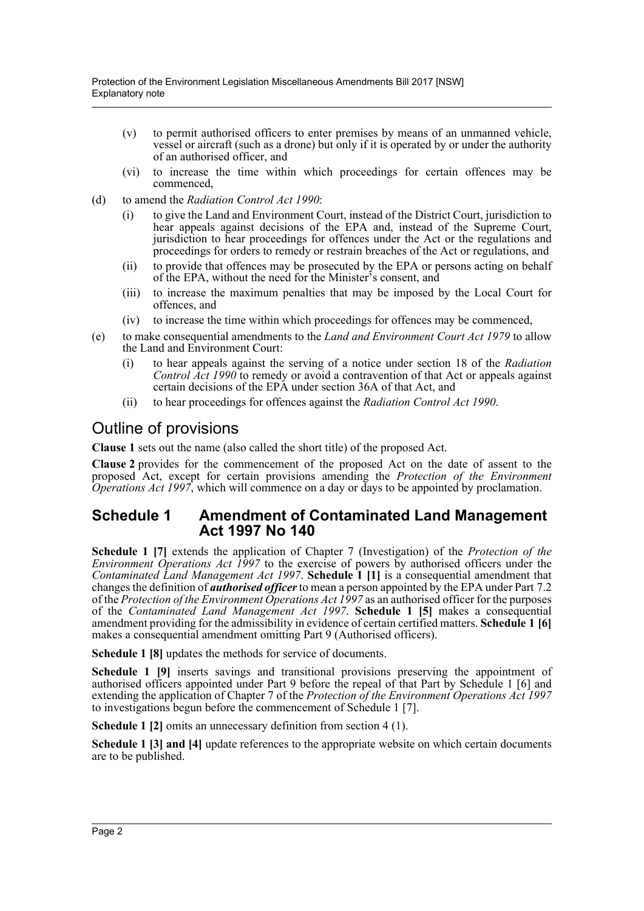- (v) to permit authorised officers to enter premises by means of an unmanned vehicle, vessel or aircraft (such as a drone) but only if it is operated by or under the authority of an authorised officer, and
- (vi) to increase the time within which proceedings for certain offences may be commenced,

(d) to amend the *Radiation Control Act 1990*:

- (i) to give the Land and Environment Court, instead of the District Court, jurisdiction to hear appeals against decisions of the EPA and, instead of the Supreme Court, jurisdiction to hear proceedings for offences under the Act or the regulations and proceedings for orders to remedy or restrain breaches of the Act or regulations, and
- (ii) to provide that offences may be prosecuted by the EPA or persons acting on behalf of the EPA, without the need for the Minister's consent, and
- (iii) to increase the maximum penalties that may be imposed by the Local Court for offences, and
- (iv) to increase the time within which proceedings for offences may be commenced,

(e) to make consequential amendments to the *Land and Environment Court Act 1979* to allow the Land and Environment Court:

- (i) to hear appeals against the serving of a notice under section 18 of the *Radiation Control Act 1990* to remedy or avoid a contravention of that Act or appeals against certain decisions of the EPA under section 36A of that Act, and
- (ii) to hear proceedings for offences against the *Radiation Control Act 1990*.

# Outline of provisions

**Clause 1** sets out the name (also called the short title) of the proposed Act.

**Clause 2** provides for the commencement of the proposed Act on the date of assent to the proposed Act, except for certain provisions amending the *Protection of the Environment Operations Act 1997*, which will commence on a day or days to be appointed by proclamation.

## Schedule 1 Amendment of Contaminated Land Management Act 1997 No 140

**Schedule 1 [7]** extends the application of Chapter 7 (Investigation) of the *Protection of the Environment Operations Act 1997* to the exercise of powers by authorised officers under the *Contaminated Land Management Act 1997*. **Schedule 1 [1]** is a consequential amendment that changes the definition of ***authorised officer*** to mean a person appointed by the EPA under Part 7.2 of the *Protection of the Environment Operations Act 1997* as an authorised officer for the purposes of the *Contaminated Land Management Act 1997*. **Schedule 1 [5]** makes a consequential amendment providing for the admissibility in evidence of certain certified matters. **Schedule 1 [6]** makes a consequential amendment omitting Part 9 (Authorised officers).

**Schedule 1 [8]** updates the methods for service of documents.

**Schedule 1 [9]** inserts savings and transitional provisions preserving the appointment of authorised officers appointed under Part 9 before the repeal of that Part by Schedule 1 [6] and extending the application of Chapter 7 of the *Protection of the Environment Operations Act 1997* to investigations begun before the commencement of Schedule 1 [7].

**Schedule 1 [2]** omits an unnecessary definition from section 4 (1).

**Schedule 1 [3] and [4]** update references to the appropriate website on which certain documents are to be published.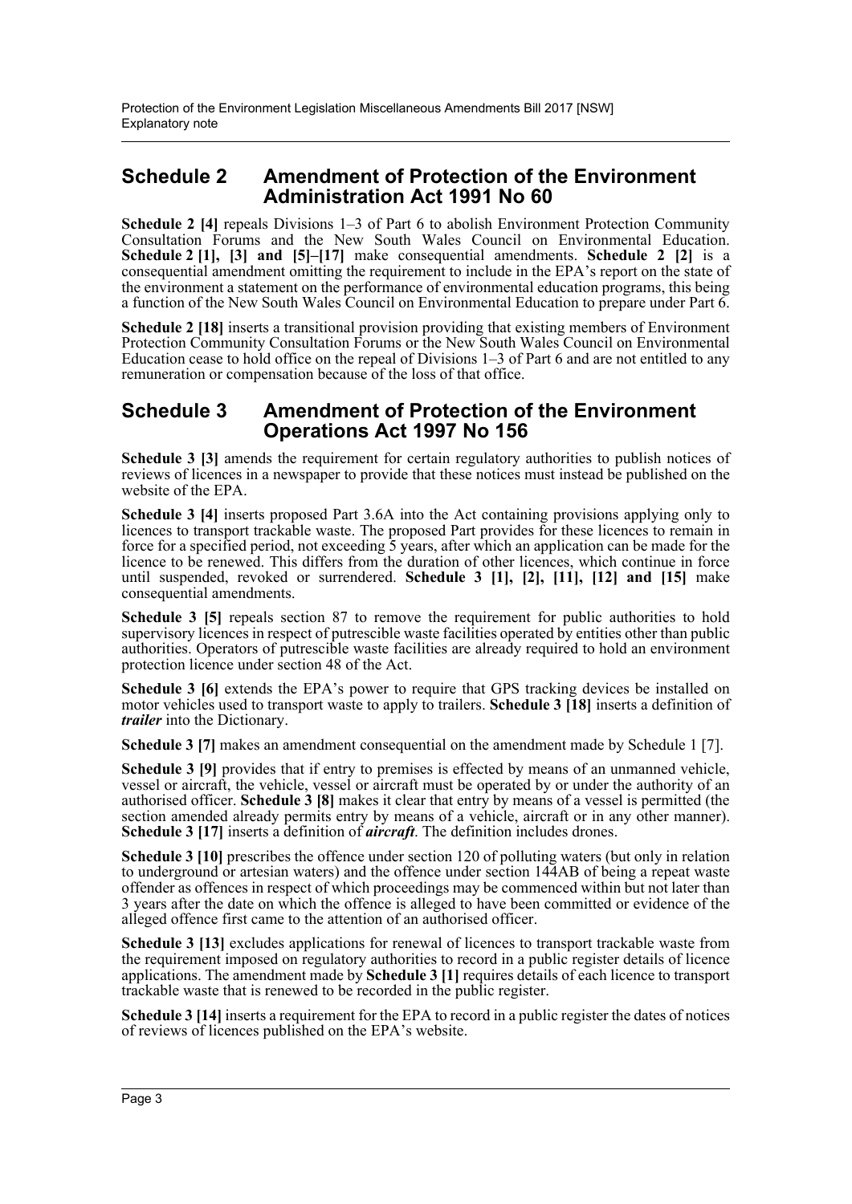## Schedule 2 Amendment of Protection of the Environment Administration Act 1991 No 60

**Schedule 2 [4]** repeals Divisions 1–3 of Part 6 to abolish Environment Protection Community Consultation Forums and the New South Wales Council on Environmental Education. **Schedule 2 [1], [3] and [5]–[17]** make consequential amendments. **Schedule 2 [2]** is a consequential amendment omitting the requirement to include in the EPA's report on the state of the environment a statement on the performance of environmental education programs, this being a function of the New South Wales Council on Environmental Education to prepare under Part 6.

**Schedule 2 [18]** inserts a transitional provision providing that existing members of Environment Protection Community Consultation Forums or the New South Wales Council on Environmental Education cease to hold office on the repeal of Divisions 1–3 of Part 6 and are not entitled to any remuneration or compensation because of the loss of that office.

## Schedule 3 Amendment of Protection of the Environment Operations Act 1997 No 156

**Schedule 3 [3]** amends the requirement for certain regulatory authorities to publish notices of reviews of licences in a newspaper to provide that these notices must instead be published on the website of the EPA.

**Schedule 3 [4]** inserts proposed Part 3.6A into the Act containing provisions applying only to licences to transport trackable waste. The proposed Part provides for these licences to remain in force for a specified period, not exceeding 5 years, after which an application can be made for the licence to be renewed. This differs from the duration of other licences, which continue in force until suspended, revoked or surrendered. **Schedule 3 [1], [2], [11], [12] and [15]** make consequential amendments.

**Schedule 3 [5]** repeals section 87 to remove the requirement for public authorities to hold supervisory licences in respect of putrescible waste facilities operated by entities other than public authorities. Operators of putrescible waste facilities are already required to hold an environment protection licence under section 48 of the Act.

**Schedule 3 [6]** extends the EPA's power to require that GPS tracking devices be installed on motor vehicles used to transport waste to apply to trailers. **Schedule 3 [18]** inserts a definition of ***trailer*** into the Dictionary.

**Schedule 3 [7]** makes an amendment consequential on the amendment made by Schedule 1 [7].

**Schedule 3 [9]** provides that if entry to premises is effected by means of an unmanned vehicle, vessel or aircraft, the vehicle, vessel or aircraft must be operated by or under the authority of an authorised officer. **Schedule 3 [8]** makes it clear that entry by means of a vessel is permitted (the section amended already permits entry by means of a vehicle, aircraft or in any other manner). **Schedule 3 [17]** inserts a definition of ***aircraft***. The definition includes drones.

**Schedule 3 [10]** prescribes the offence under section 120 of polluting waters (but only in relation to underground or artesian waters) and the offence under section 144AB of being a repeat waste offender as offences in respect of which proceedings may be commenced within but not later than 3 years after the date on which the offence is alleged to have been committed or evidence of the alleged offence first came to the attention of an authorised officer.

**Schedule 3 [13]** excludes applications for renewal of licences to transport trackable waste from the requirement imposed on regulatory authorities to record in a public register details of licence applications. The amendment made by **Schedule 3 [1]** requires details of each licence to transport trackable waste that is renewed to be recorded in the public register.

**Schedule 3 [14]** inserts a requirement for the EPA to record in a public register the dates of notices of reviews of licences published on the EPA's website.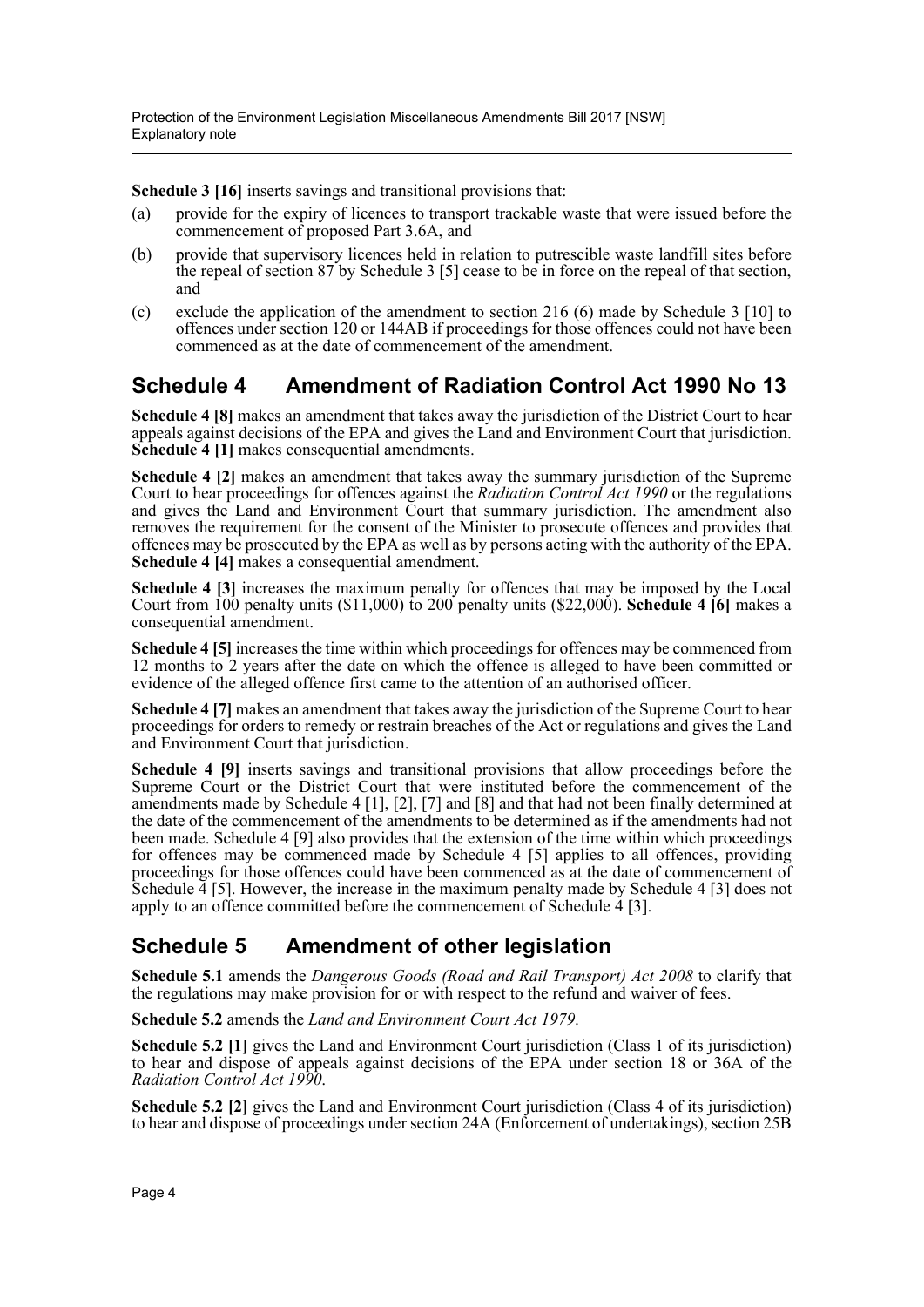**Schedule 3 [16]** inserts savings and transitional provisions that:

(a) provide for the expiry of licences to transport trackable waste that were issued before the commencement of proposed Part 3.6A, and

(b) provide that supervisory licences held in relation to putrescible waste landfill sites before the repeal of section 87 by Schedule 3 [5] cease to be in force on the repeal of that section, and

(c) exclude the application of the amendment to section 216 (6) made by Schedule 3 [10] to offences under section 120 or 144AB if proceedings for those offences could not have been commenced as at the date of commencement of the amendment.

## Schedule 4 Amendment of Radiation Control Act 1990 No 13

**Schedule 4 [8]** makes an amendment that takes away the jurisdiction of the District Court to hear appeals against decisions of the EPA and gives the Land and Environment Court that jurisdiction. **Schedule 4 [1]** makes consequential amendments.

**Schedule 4 [2]** makes an amendment that takes away the summary jurisdiction of the Supreme Court to hear proceedings for offences against the *Radiation Control Act 1990* or the regulations and gives the Land and Environment Court that summary jurisdiction. The amendment also removes the requirement for the consent of the Minister to prosecute offences and provides that offences may be prosecuted by the EPA as well as by persons acting with the authority of the EPA. **Schedule 4 [4]** makes a consequential amendment.

**Schedule 4 [3]** increases the maximum penalty for offences that may be imposed by the Local Court from 100 penalty units ($11,000) to 200 penalty units ($22,000). **Schedule 4 [6]** makes a consequential amendment.

**Schedule 4 [5]** increases the time within which proceedings for offences may be commenced from 12 months to 2 years after the date on which the offence is alleged to have been committed or evidence of the alleged offence first came to the attention of an authorised officer.

**Schedule 4 [7]** makes an amendment that takes away the jurisdiction of the Supreme Court to hear proceedings for orders to remedy or restrain breaches of the Act or regulations and gives the Land and Environment Court that jurisdiction.

**Schedule 4 [9]** inserts savings and transitional provisions that allow proceedings before the Supreme Court or the District Court that were instituted before the commencement of the amendments made by Schedule 4 [1], [2], [7] and [8] and that had not been finally determined at the date of the commencement of the amendments to be determined as if the amendments had not been made. Schedule 4 [9] also provides that the extension of the time within which proceedings for offences may be commenced made by Schedule 4 [5] applies to all offences, providing proceedings for those offences could have been commenced as at the date of commencement of Schedule 4 [5]. However, the increase in the maximum penalty made by Schedule 4 [3] does not apply to an offence committed before the commencement of Schedule 4 [3].

## Schedule 5 Amendment of other legislation

**Schedule 5.1** amends the *Dangerous Goods (Road and Rail Transport) Act 2008* to clarify that the regulations may make provision for or with respect to the refund and waiver of fees.

**Schedule 5.2** amends the *Land and Environment Court Act 1979*.

**Schedule 5.2 [1]** gives the Land and Environment Court jurisdiction (Class 1 of its jurisdiction) to hear and dispose of appeals against decisions of the EPA under section 18 or 36A of the *Radiation Control Act 1990*.

**Schedule 5.2 [2]** gives the Land and Environment Court jurisdiction (Class 4 of its jurisdiction) to hear and dispose of proceedings under section 24A (Enforcement of undertakings), section 25B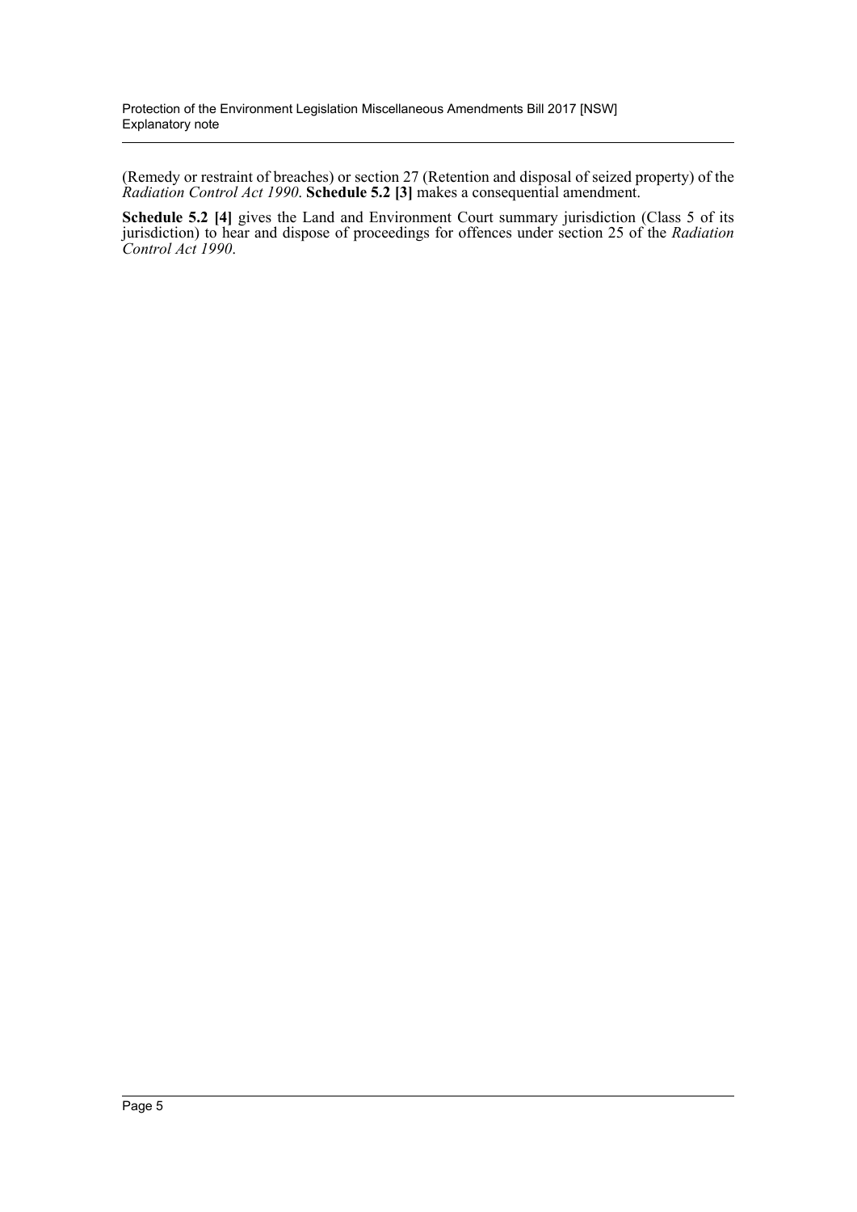(Remedy or restraint of breaches) or section 27 (Retention and disposal of seized property) of the *Radiation Control Act 1990*. **Schedule 5.2 [3]** makes a consequential amendment.

**Schedule 5.2 [4]** gives the Land and Environment Court summary jurisdiction (Class 5 of its jurisdiction) to hear and dispose of proceedings for offences under section 25 of the *Radiation Control Act 1990*.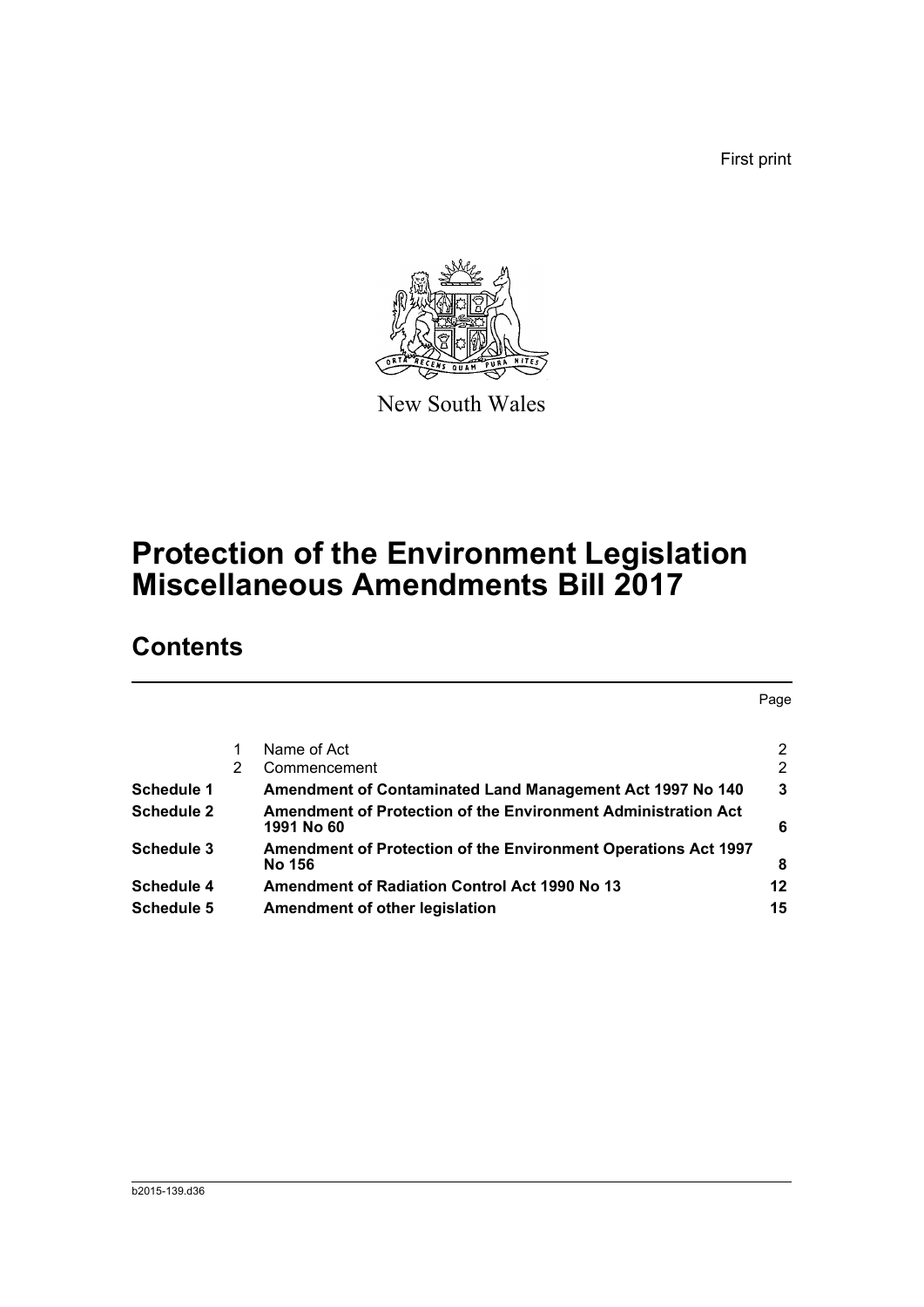First print

New South Wales

# Protection of the Environment Legislation Miscellaneous Amendments Bill 2017

## Contents

| | | | Page |
|---|---|---|---|
| | 1 | Name of Act | 2 |
| | 2 | Commencement | 2 |
| **Schedule 1** | | **Amendment of Contaminated Land Management Act 1997 No 140** | **3** |
| **Schedule 2** | | **Amendment of Protection of the Environment Administration Act 1991 No 60** | **6** |
| **Schedule 3** | | **Amendment of Protection of the Environment Operations Act 1997 No 156** | **8** |
| **Schedule 4** | | **Amendment of Radiation Control Act 1990 No 13** | **12** |
| **Schedule 5** | | **Amendment of other legislation** | **15** |

b2015-139.d36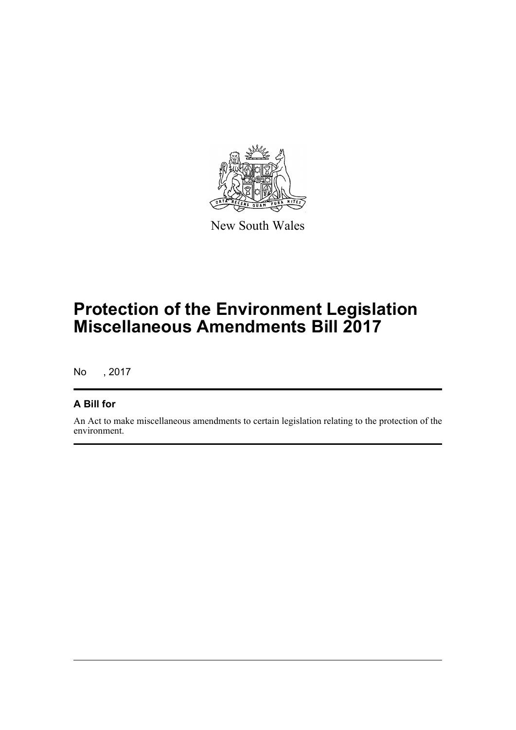New South Wales

# Protection of the Environment Legislation Miscellaneous Amendments Bill 2017

No , 2017

## A Bill for

An Act to make miscellaneous amendments to certain legislation relating to the protection of the environment.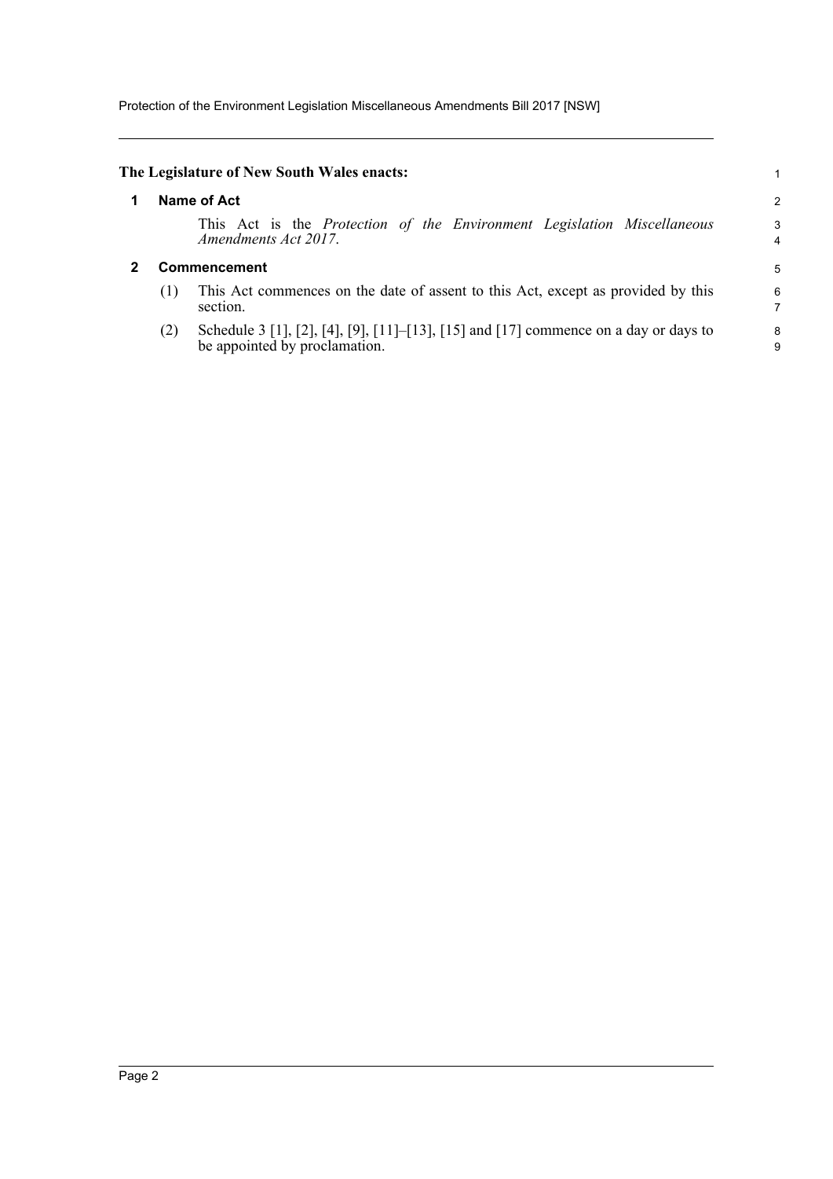**The Legislature of New South Wales enacts:**

## 1 Name of Act

This Act is the *Protection of the Environment Legislation Miscellaneous Amendments Act 2017*.

## 2 Commencement

(1) This Act commences on the date of assent to this Act, except as provided by this section.

(2) Schedule 3 [1], [2], [4], [9], [11]–[13], [15] and [17] commence on a day or days to be appointed by proclamation.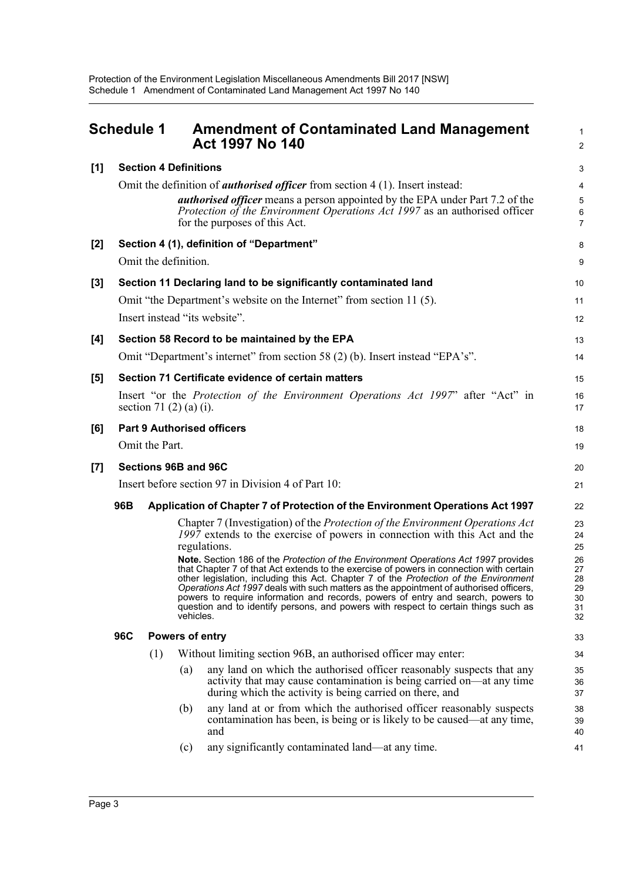## Schedule 1 Amendment of Contaminated Land Management Act 1997 No 140

**[1] Section 4 Definitions**

Omit the definition of ***authorised officer*** from section 4 (1). Insert instead:

> ***authorised officer*** means a person appointed by the EPA under Part 7.2 of the *Protection of the Environment Operations Act 1997* as an authorised officer for the purposes of this Act.

**[2] Section 4 (1), definition of "Department"**

Omit the definition.

**[3] Section 11 Declaring land to be significantly contaminated land**

Omit "the Department's website on the Internet" from section 11 (5).

Insert instead "its website".

**[4] Section 58 Record to be maintained by the EPA**

Omit "Department's internet" from section 58 (2) (b). Insert instead "EPA's".

**[5] Section 71 Certificate evidence of certain matters**

Insert "or the *Protection of the Environment Operations Act 1997*" after "Act" in section 71 (2) (a) (i).

**[6] Part 9 Authorised officers**

Omit the Part.

**[7] Sections 96B and 96C**

Insert before section 97 in Division 4 of Part 10:

**96B Application of Chapter 7 of Protection of the Environment Operations Act 1997**

Chapter 7 (Investigation) of the *Protection of the Environment Operations Act 1997* extends to the exercise of powers in connection with this Act and the regulations.

**Note.** Section 186 of the *Protection of the Environment Operations Act 1997* provides that Chapter 7 of that Act extends to the exercise of powers in connection with certain other legislation, including this Act. Chapter 7 of the *Protection of the Environment Operations Act 1997* deals with such matters as the appointment of authorised officers, powers to require information and records, powers of entry and search, powers to question and to identify persons, and powers with respect to certain things such as vehicles.

**96C Powers of entry**

(1) Without limiting section 96B, an authorised officer may enter:

(a) any land on which the authorised officer reasonably suspects that any activity that may cause contamination is being carried on—at any time during which the activity is being carried on there, and

(b) any land at or from which the authorised officer reasonably suspects contamination has been, is being or is likely to be caused—at any time, and

(c) any significantly contaminated land—at any time.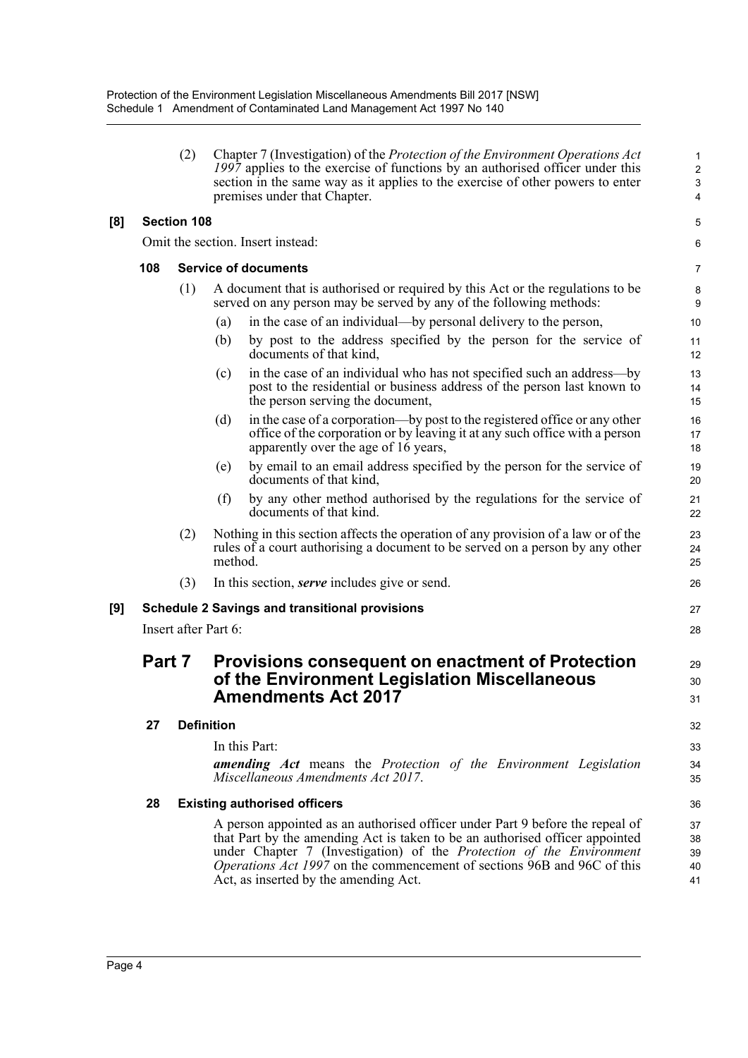(2) Chapter 7 (Investigation) of the *Protection of the Environment Operations Act 1997* applies to the exercise of functions by an authorised officer under this section in the same way as it applies to the exercise of other powers to enter premises under that Chapter.

**[8] Section 108**

Omit the section. Insert instead:

**108 Service of documents**

(1) A document that is authorised or required by this Act or the regulations to be served on any person may be served by any of the following methods:

(a) in the case of an individual—by personal delivery to the person,

(b) by post to the address specified by the person for the service of documents of that kind,

(c) in the case of an individual who has not specified such an address—by post to the residential or business address of the person last known to the person serving the document,

(d) in the case of a corporation—by post to the registered office or any other office of the corporation or by leaving it at any such office with a person apparently over the age of 16 years,

(e) by email to an email address specified by the person for the service of documents of that kind,

(f) by any other method authorised by the regulations for the service of documents of that kind.

(2) Nothing in this section affects the operation of any provision of a law or of the rules of a court authorising a document to be served on a person by any other method.

(3) In this section, ***serve*** includes give or send.

**[9] Schedule 2 Savings and transitional provisions**

Insert after Part 6:

## Part 7 Provisions consequent on enactment of Protection of the Environment Legislation Miscellaneous Amendments Act 2017

**27 Definition**

In this Part:

***amending Act*** means the *Protection of the Environment Legislation Miscellaneous Amendments Act 2017*.

**28 Existing authorised officers**

A person appointed as an authorised officer under Part 9 before the repeal of that Part by the amending Act is taken to be an authorised officer appointed under Chapter 7 (Investigation) of the *Protection of the Environment Operations Act 1997* on the commencement of sections 96B and 96C of this Act, as inserted by the amending Act.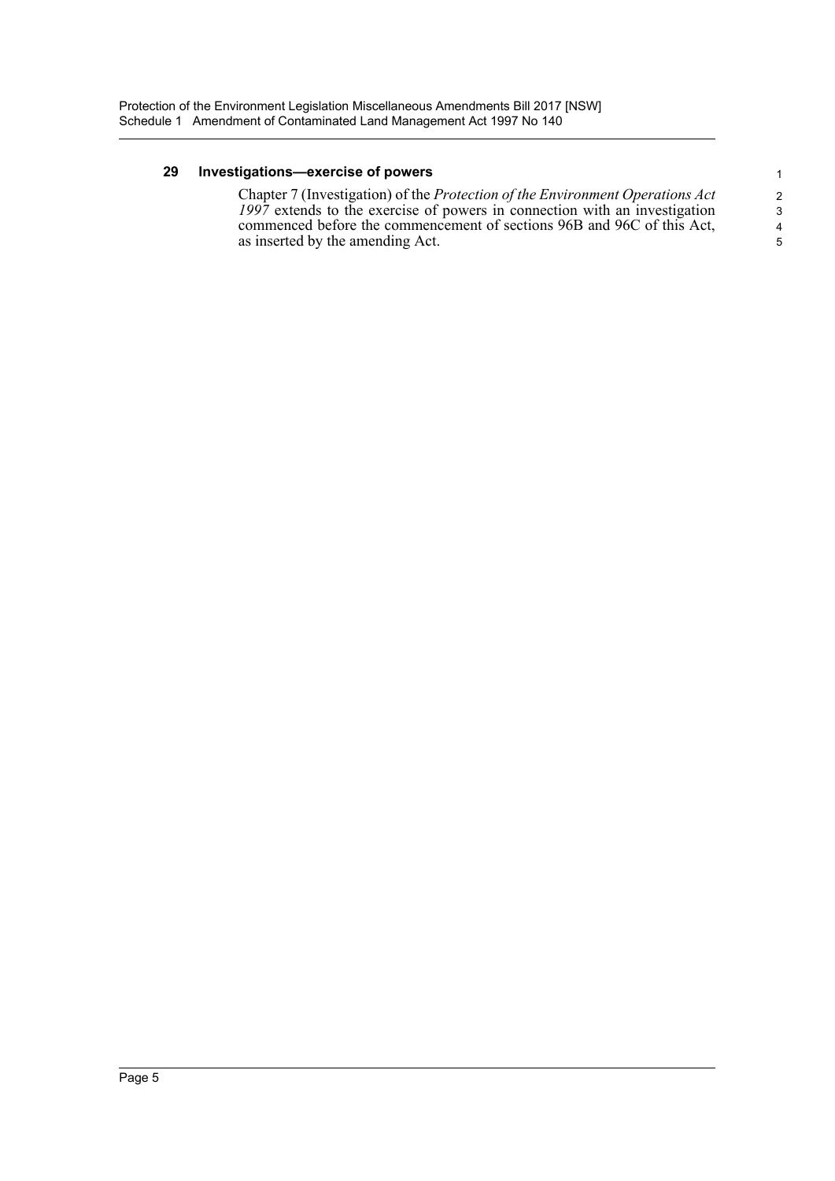### 29 Investigations—exercise of powers

Chapter 7 (Investigation) of the *Protection of the Environment Operations Act 1997* extends to the exercise of powers in connection with an investigation commenced before the commencement of sections 96B and 96C of this Act, as inserted by the amending Act.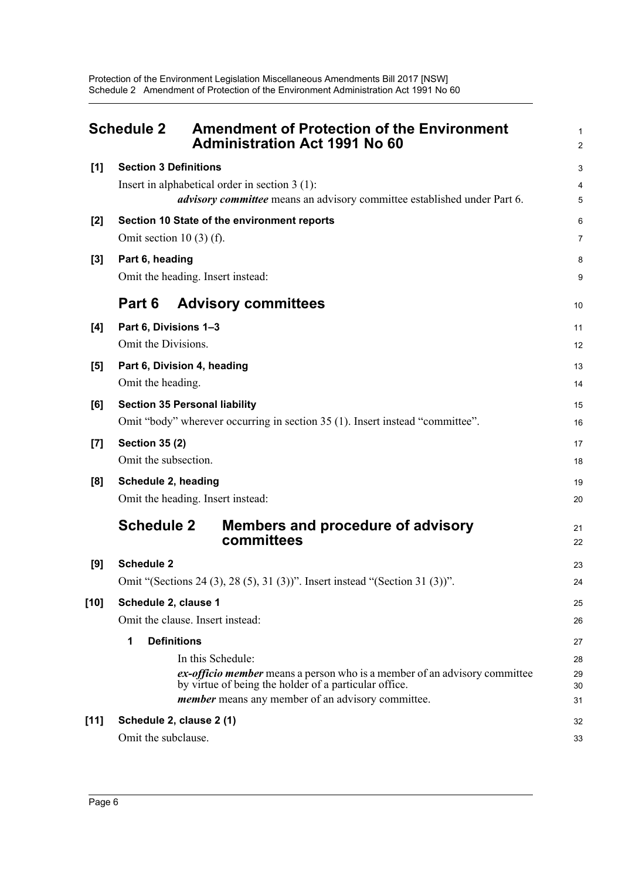## Schedule 2 Amendment of Protection of the Environment Administration Act 1991 No 60

**[1] Section 3 Definitions**

Insert in alphabetical order in section 3 (1):

> ***advisory committee*** means an advisory committee established under Part 6.

**[2] Section 10 State of the environment reports**

Omit section 10 (3) (f).

**[3] Part 6, heading**

Omit the heading. Insert instead:

### Part 6 Advisory committees

**[4] Part 6, Divisions 1–3**

Omit the Divisions.

**[5] Part 6, Division 4, heading**

Omit the heading.

**[6] Section 35 Personal liability**

Omit "body" wherever occurring in section 35 (1). Insert instead "committee".

**[7] Section 35 (2)**

Omit the subsection.

**[8] Schedule 2, heading**

Omit the heading. Insert instead:

### Schedule 2 Members and procedure of advisory committees

**[9] Schedule 2**

Omit "(Sections 24 (3), 28 (5), 31 (3))". Insert instead "(Section 31 (3))".

**[10] Schedule 2, clause 1**

Omit the clause. Insert instead:

> **1 Definitions**
>
> In this Schedule:
>
> ***ex-officio member*** means a person who is a member of an advisory committee by virtue of being the holder of a particular office.
>
> ***member*** means any member of an advisory committee.

**[11] Schedule 2, clause 2 (1)**

Omit the subclause.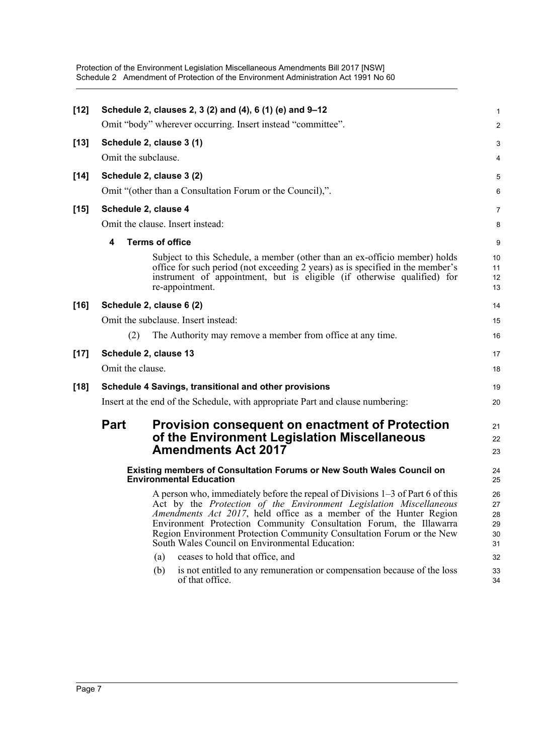**[12] Schedule 2, clauses 2, 3 (2) and (4), 6 (1) (e) and 9–12**

Omit "body" wherever occurring. Insert instead "committee".

**[13] Schedule 2, clause 3 (1)**

Omit the subclause.

**[14] Schedule 2, clause 3 (2)**

Omit "(other than a Consultation Forum or the Council),".

**[15] Schedule 2, clause 4**

Omit the clause. Insert instead:

**4 Terms of office**

Subject to this Schedule, a member (other than an ex-officio member) holds office for such period (not exceeding 2 years) as is specified in the member's instrument of appointment, but is eligible (if otherwise qualified) for re-appointment.

**[16] Schedule 2, clause 6 (2)**

Omit the subclause. Insert instead:

(2) The Authority may remove a member from office at any time.

**[17] Schedule 2, clause 13**

Omit the clause.

**[18] Schedule 4 Savings, transitional and other provisions**

Insert at the end of the Schedule, with appropriate Part and clause numbering:

## Part Provision consequent on enactment of Protection of the Environment Legislation Miscellaneous Amendments Act 2017

**Existing members of Consultation Forums or New South Wales Council on Environmental Education**

A person who, immediately before the repeal of Divisions 1–3 of Part 6 of this Act by the *Protection of the Environment Legislation Miscellaneous Amendments Act 2017*, held office as a member of the Hunter Region Environment Protection Community Consultation Forum, the Illawarra Region Environment Protection Community Consultation Forum or the New South Wales Council on Environmental Education:

(a) ceases to hold that office, and

(b) is not entitled to any remuneration or compensation because of the loss of that office.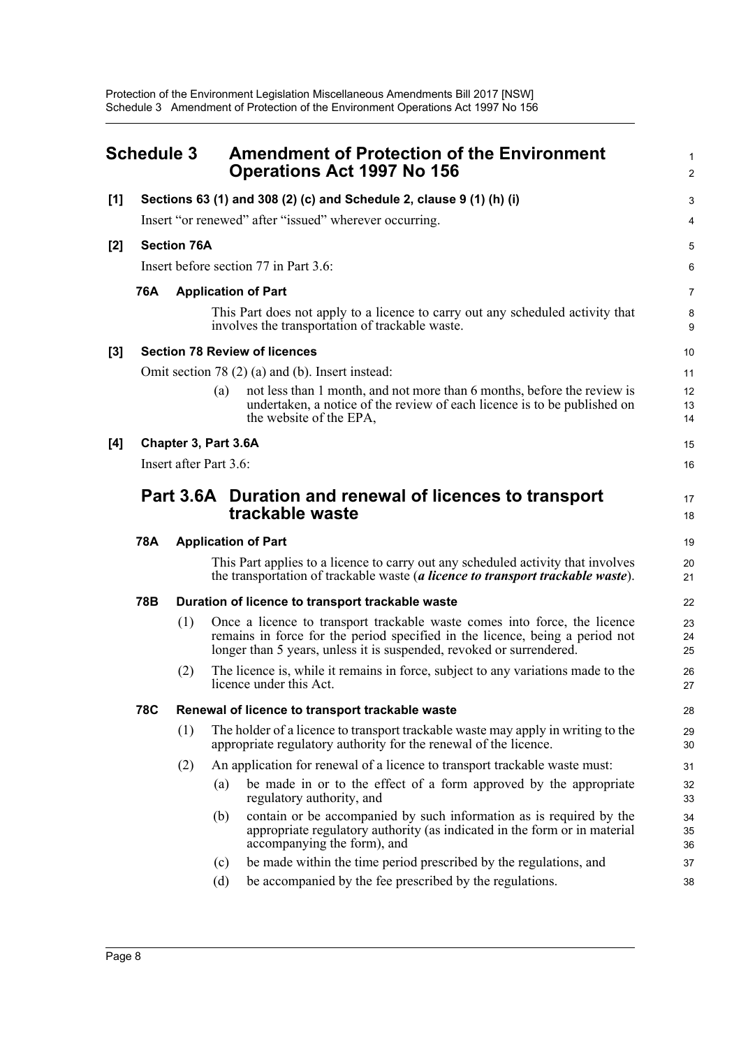## Schedule 3 Amendment of Protection of the Environment Operations Act 1997 No 156

**[1] Sections 63 (1) and 308 (2) (c) and Schedule 2, clause 9 (1) (h) (i)**

Insert "or renewed" after "issued" wherever occurring.

**[2] Section 76A**

Insert before section 77 in Part 3.6:

**76A Application of Part**

This Part does not apply to a licence to carry out any scheduled activity that involves the transportation of trackable waste.

**[3] Section 78 Review of licences**

Omit section 78 (2) (a) and (b). Insert instead:

(a) not less than 1 month, and not more than 6 months, before the review is undertaken, a notice of the review of each licence is to be published on the website of the EPA,

**[4] Chapter 3, Part 3.6A**

Insert after Part 3.6:

### Part 3.6A Duration and renewal of licences to transport trackable waste

**78A Application of Part**

This Part applies to a licence to carry out any scheduled activity that involves the transportation of trackable waste (***a licence to transport trackable waste***).

**78B Duration of licence to transport trackable waste**

(1) Once a licence to transport trackable waste comes into force, the licence remains in force for the period specified in the licence, being a period not longer than 5 years, unless it is suspended, revoked or surrendered.

(2) The licence is, while it remains in force, subject to any variations made to the licence under this Act.

**78C Renewal of licence to transport trackable waste**

(1) The holder of a licence to transport trackable waste may apply in writing to the appropriate regulatory authority for the renewal of the licence.

(2) An application for renewal of a licence to transport trackable waste must:

(a) be made in or to the effect of a form approved by the appropriate regulatory authority, and

(b) contain or be accompanied by such information as is required by the appropriate regulatory authority (as indicated in the form or in material accompanying the form), and

(c) be made within the time period prescribed by the regulations, and

(d) be accompanied by the fee prescribed by the regulations.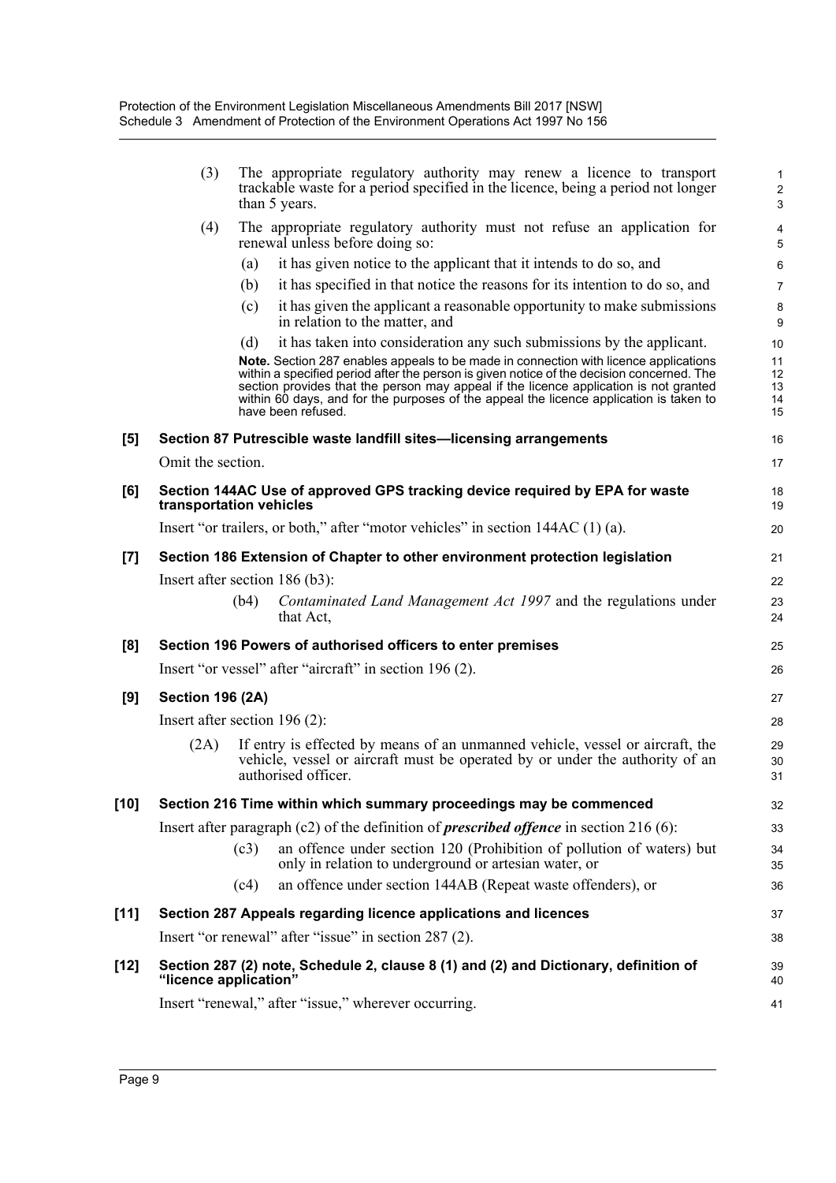(3) The appropriate regulatory authority may renew a licence to transport trackable waste for a period specified in the licence, being a period not longer than 5 years.

(4) The appropriate regulatory authority must not refuse an application for renewal unless before doing so:

(a) it has given notice to the applicant that it intends to do so, and

(b) it has specified in that notice the reasons for its intention to do so, and

(c) it has given the applicant a reasonable opportunity to make submissions in relation to the matter, and

(d) it has taken into consideration any such submissions by the applicant.

**Note.** Section 287 enables appeals to be made in connection with licence applications within a specified period after the person is given notice of the decision concerned. The section provides that the person may appeal if the licence application is not granted within 60 days, and for the purposes of the appeal the licence application is taken to have been refused.

**[5] Section 87 Putrescible waste landfill sites—licensing arrangements**

Omit the section.

**[6] Section 144AC Use of approved GPS tracking device required by EPA for waste transportation vehicles**

Insert "or trailers, or both," after "motor vehicles" in section 144AC (1) (a).

**[7] Section 186 Extension of Chapter to other environment protection legislation**

Insert after section 186 (b3):

(b4) *Contaminated Land Management Act 1997* and the regulations under that Act,

**[8] Section 196 Powers of authorised officers to enter premises**

Insert "or vessel" after "aircraft" in section 196 (2).

**[9] Section 196 (2A)**

Insert after section 196 (2):

(2A) If entry is effected by means of an unmanned vehicle, vessel or aircraft, the vehicle, vessel or aircraft must be operated by or under the authority of an authorised officer.

**[10] Section 216 Time within which summary proceedings may be commenced**

Insert after paragraph (c2) of the definition of ***prescribed offence*** in section 216 (6):

(c3) an offence under section 120 (Prohibition of pollution of waters) but only in relation to underground or artesian water, or

(c4) an offence under section 144AB (Repeat waste offenders), or

**[11] Section 287 Appeals regarding licence applications and licences**

Insert "or renewal" after "issue" in section 287 (2).

**[12] Section 287 (2) note, Schedule 2, clause 8 (1) and (2) and Dictionary, definition of "licence application"**

Insert "renewal," after "issue," wherever occurring.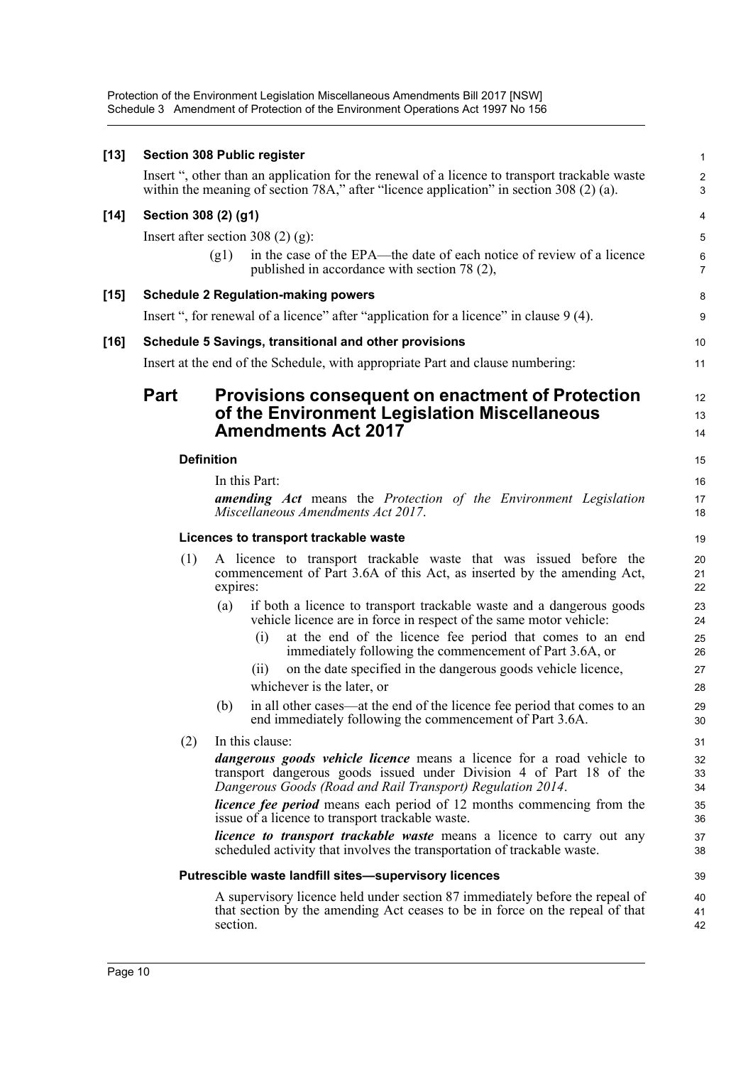**[13] Section 308 Public register**

Insert ", other than an application for the renewal of a licence to transport trackable waste within the meaning of section 78A," after "licence application" in section 308 (2) (a).

**[14] Section 308 (2) (g1)**

Insert after section 308 (2) (g):

(g1) in the case of the EPA—the date of each notice of review of a licence published in accordance with section 78 (2),

**[15] Schedule 2 Regulation-making powers**

Insert ", for renewal of a licence" after "application for a licence" in clause 9 (4).

**[16] Schedule 5 Savings, transitional and other provisions**

Insert at the end of the Schedule, with appropriate Part and clause numbering:

## Part Provisions consequent on enactment of Protection of the Environment Legislation Miscellaneous Amendments Act 2017

### Definition

In this Part:

***amending Act*** means the *Protection of the Environment Legislation Miscellaneous Amendments Act 2017*.

### Licences to transport trackable waste

(1) A licence to transport trackable waste that was issued before the commencement of Part 3.6A of this Act, as inserted by the amending Act, expires:

(a) if both a licence to transport trackable waste and a dangerous goods vehicle licence are in force in respect of the same motor vehicle:

(i) at the end of the licence fee period that comes to an end immediately following the commencement of Part 3.6A, or

(ii) on the date specified in the dangerous goods vehicle licence,

whichever is the later, or

(b) in all other cases—at the end of the licence fee period that comes to an end immediately following the commencement of Part 3.6A.

(2) In this clause:

***dangerous goods vehicle licence*** means a licence for a road vehicle to transport dangerous goods issued under Division 4 of Part 18 of the *Dangerous Goods (Road and Rail Transport) Regulation 2014*.

***licence fee period*** means each period of 12 months commencing from the issue of a licence to transport trackable waste.

***licence to transport trackable waste*** means a licence to carry out any scheduled activity that involves the transportation of trackable waste.

### Putrescible waste landfill sites—supervisory licences

A supervisory licence held under section 87 immediately before the repeal of that section by the amending Act ceases to be in force on the repeal of that section.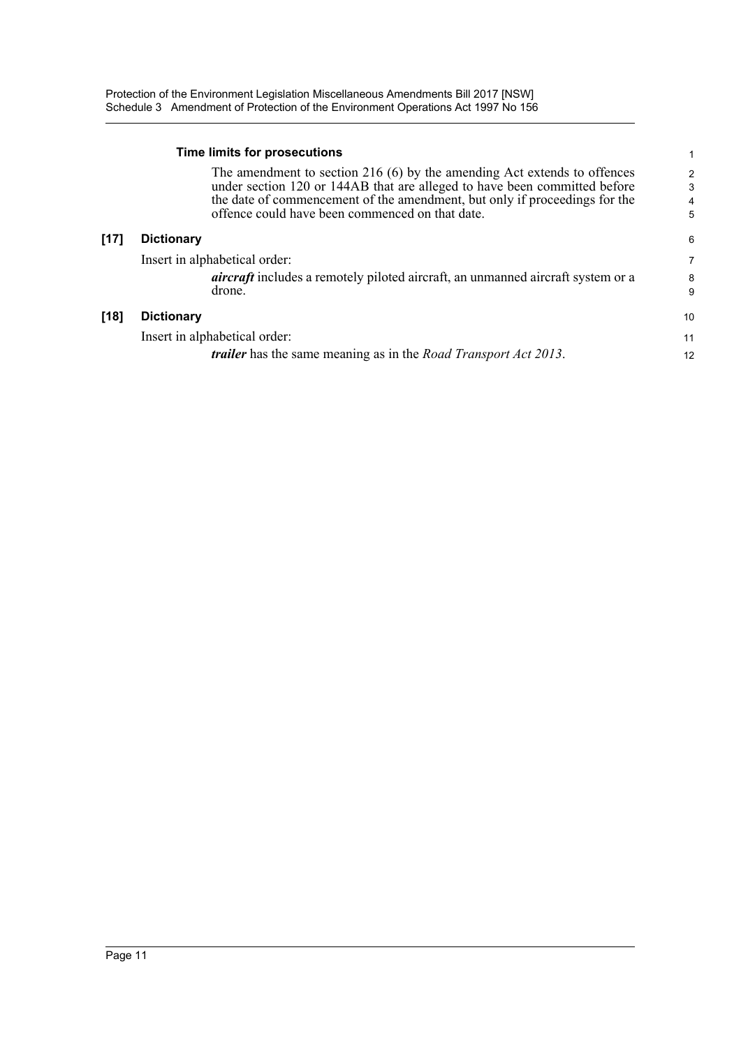**Time limits for prosecutions**

The amendment to section 216 (6) by the amending Act extends to offences under section 120 or 144AB that are alleged to have been committed before the date of commencement of the amendment, but only if proceedings for the offence could have been commenced on that date.

### [17] Dictionary

Insert in alphabetical order:

***aircraft*** includes a remotely piloted aircraft, an unmanned aircraft system or a drone.

### [18] Dictionary

Insert in alphabetical order:

***trailer*** has the same meaning as in the *Road Transport Act 2013*.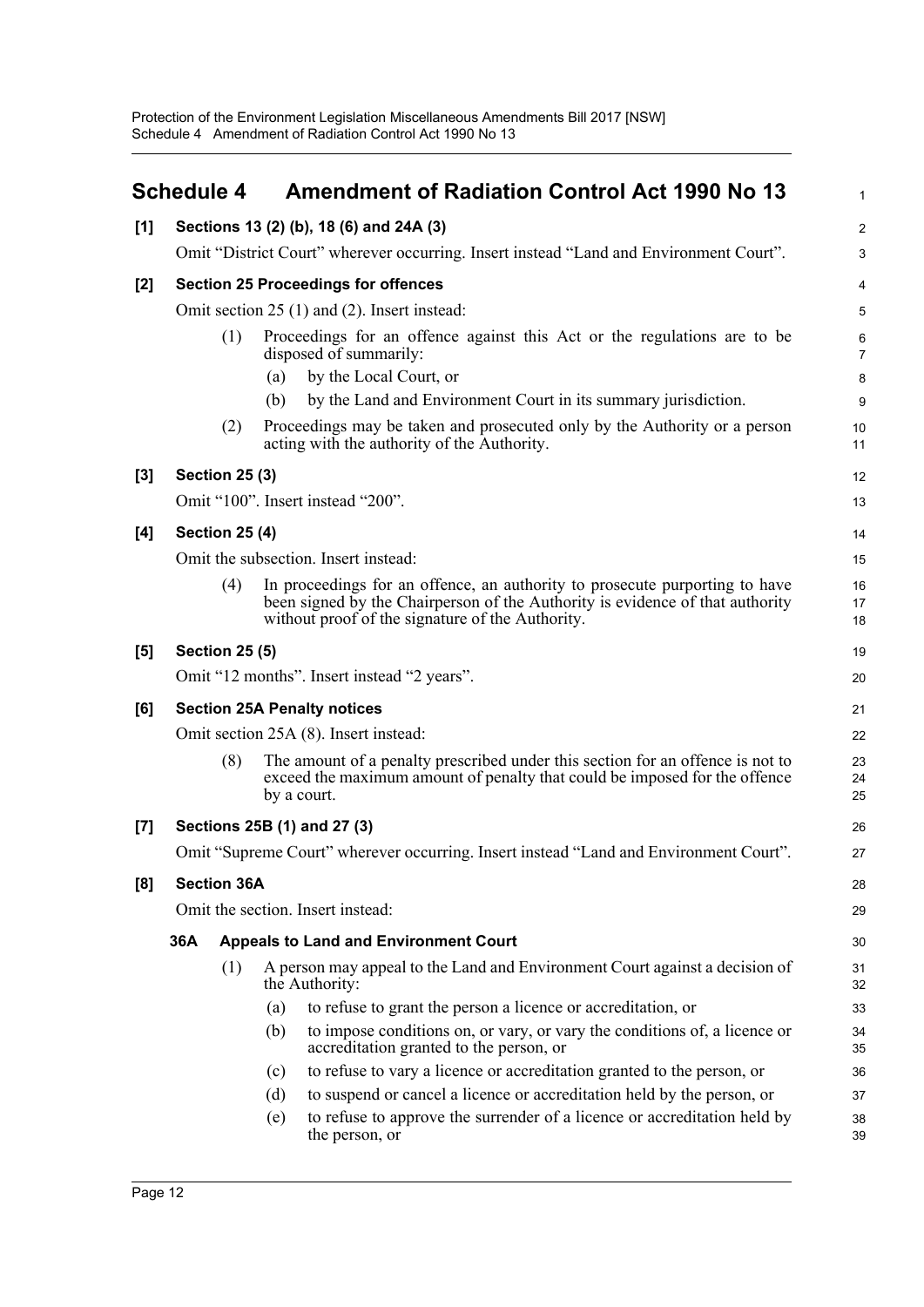## Schedule 4 Amendment of Radiation Control Act 1990 No 13

**[1] Sections 13 (2) (b), 18 (6) and 24A (3)**

Omit "District Court" wherever occurring. Insert instead "Land and Environment Court".

**[2] Section 25 Proceedings for offences**

Omit section 25 (1) and (2). Insert instead:

(1) Proceedings for an offence against this Act or the regulations are to be disposed of summarily:

(a) by the Local Court, or

(b) by the Land and Environment Court in its summary jurisdiction.

(2) Proceedings may be taken and prosecuted only by the Authority or a person acting with the authority of the Authority.

**[3] Section 25 (3)**

Omit "100". Insert instead "200".

**[4] Section 25 (4)**

Omit the subsection. Insert instead:

(4) In proceedings for an offence, an authority to prosecute purporting to have been signed by the Chairperson of the Authority is evidence of that authority without proof of the signature of the Authority.

**[5] Section 25 (5)**

Omit "12 months". Insert instead "2 years".

**[6] Section 25A Penalty notices**

Omit section 25A (8). Insert instead:

(8) The amount of a penalty prescribed under this section for an offence is not to exceed the maximum amount of penalty that could be imposed for the offence by a court.

**[7] Sections 25B (1) and 27 (3)**

Omit "Supreme Court" wherever occurring. Insert instead "Land and Environment Court".

**[8] Section 36A**

Omit the section. Insert instead:

**36A Appeals to Land and Environment Court**

(1) A person may appeal to the Land and Environment Court against a decision of the Authority:

(a) to refuse to grant the person a licence or accreditation, or

(b) to impose conditions on, or vary, or vary the conditions of, a licence or accreditation granted to the person, or

(c) to refuse to vary a licence or accreditation granted to the person, or

(d) to suspend or cancel a licence or accreditation held by the person, or

(e) to refuse to approve the surrender of a licence or accreditation held by the person, or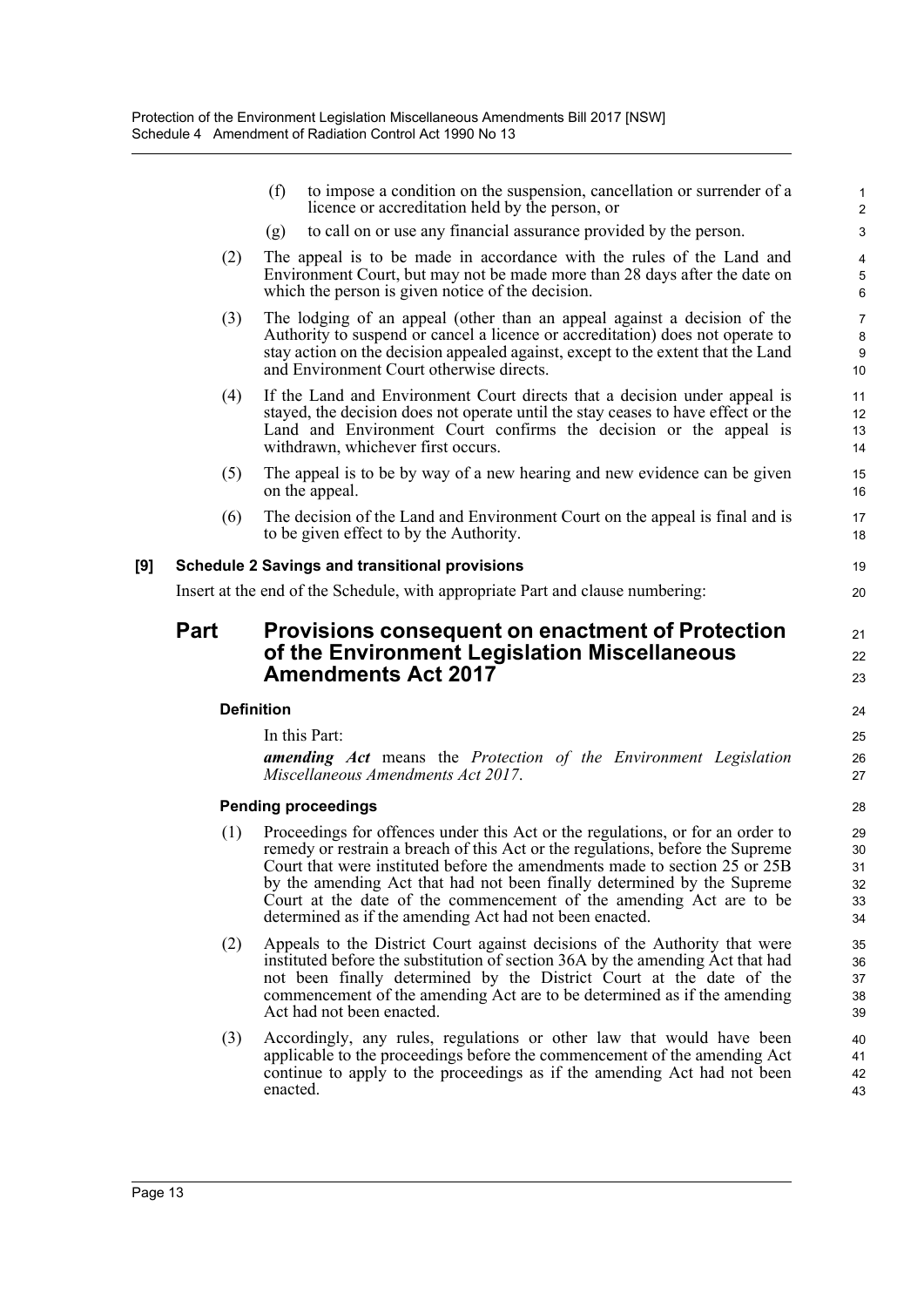(f) to impose a condition on the suspension, cancellation or surrender of a licence or accreditation held by the person, or

(g) to call on or use any financial assurance provided by the person.

(2) The appeal is to be made in accordance with the rules of the Land and Environment Court, but may not be made more than 28 days after the date on which the person is given notice of the decision.

(3) The lodging of an appeal (other than an appeal against a decision of the Authority to suspend or cancel a licence or accreditation) does not operate to stay action on the decision appealed against, except to the extent that the Land and Environment Court otherwise directs.

(4) If the Land and Environment Court directs that a decision under appeal is stayed, the decision does not operate until the stay ceases to have effect or the Land and Environment Court confirms the decision or the appeal is withdrawn, whichever first occurs.

(5) The appeal is to be by way of a new hearing and new evidence can be given on the appeal.

(6) The decision of the Land and Environment Court on the appeal is final and is to be given effect to by the Authority.

**[9] Schedule 2 Savings and transitional provisions**

Insert at the end of the Schedule, with appropriate Part and clause numbering:

## Part Provisions consequent on enactment of Protection of the Environment Legislation Miscellaneous Amendments Act 2017

**Definition**

In this Part:

***amending Act*** means the *Protection of the Environment Legislation Miscellaneous Amendments Act 2017*.

**Pending proceedings**

(1) Proceedings for offences under this Act or the regulations, or for an order to remedy or restrain a breach of this Act or the regulations, before the Supreme Court that were instituted before the amendments made to section 25 or 25B by the amending Act that had not been finally determined by the Supreme Court at the date of the commencement of the amending Act are to be determined as if the amending Act had not been enacted.

(2) Appeals to the District Court against decisions of the Authority that were instituted before the substitution of section 36A by the amending Act that had not been finally determined by the District Court at the date of the commencement of the amending Act are to be determined as if the amending Act had not been enacted.

(3) Accordingly, any rules, regulations or other law that would have been applicable to the proceedings before the commencement of the amending Act continue to apply to the proceedings as if the amending Act had not been enacted.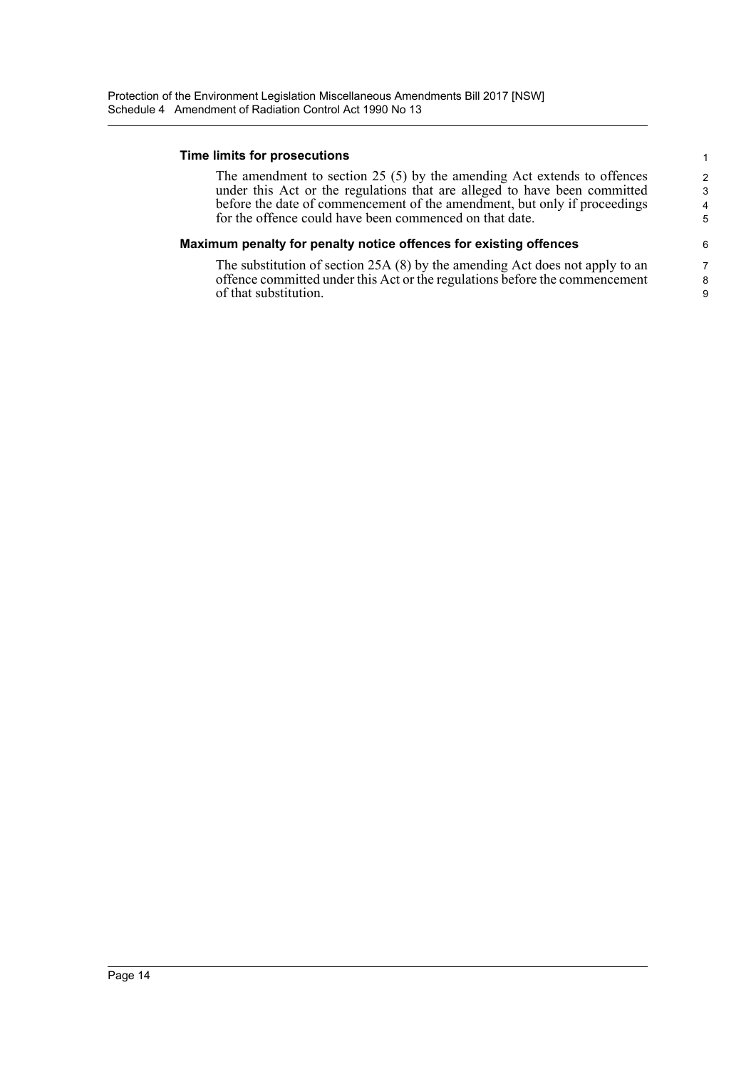### Time limits for prosecutions

The amendment to section 25 (5) by the amending Act extends to offences under this Act or the regulations that are alleged to have been committed before the date of commencement of the amendment, but only if proceedings for the offence could have been commenced on that date.

### Maximum penalty for penalty notice offences for existing offences

The substitution of section 25A (8) by the amending Act does not apply to an offence committed under this Act or the regulations before the commencement of that substitution.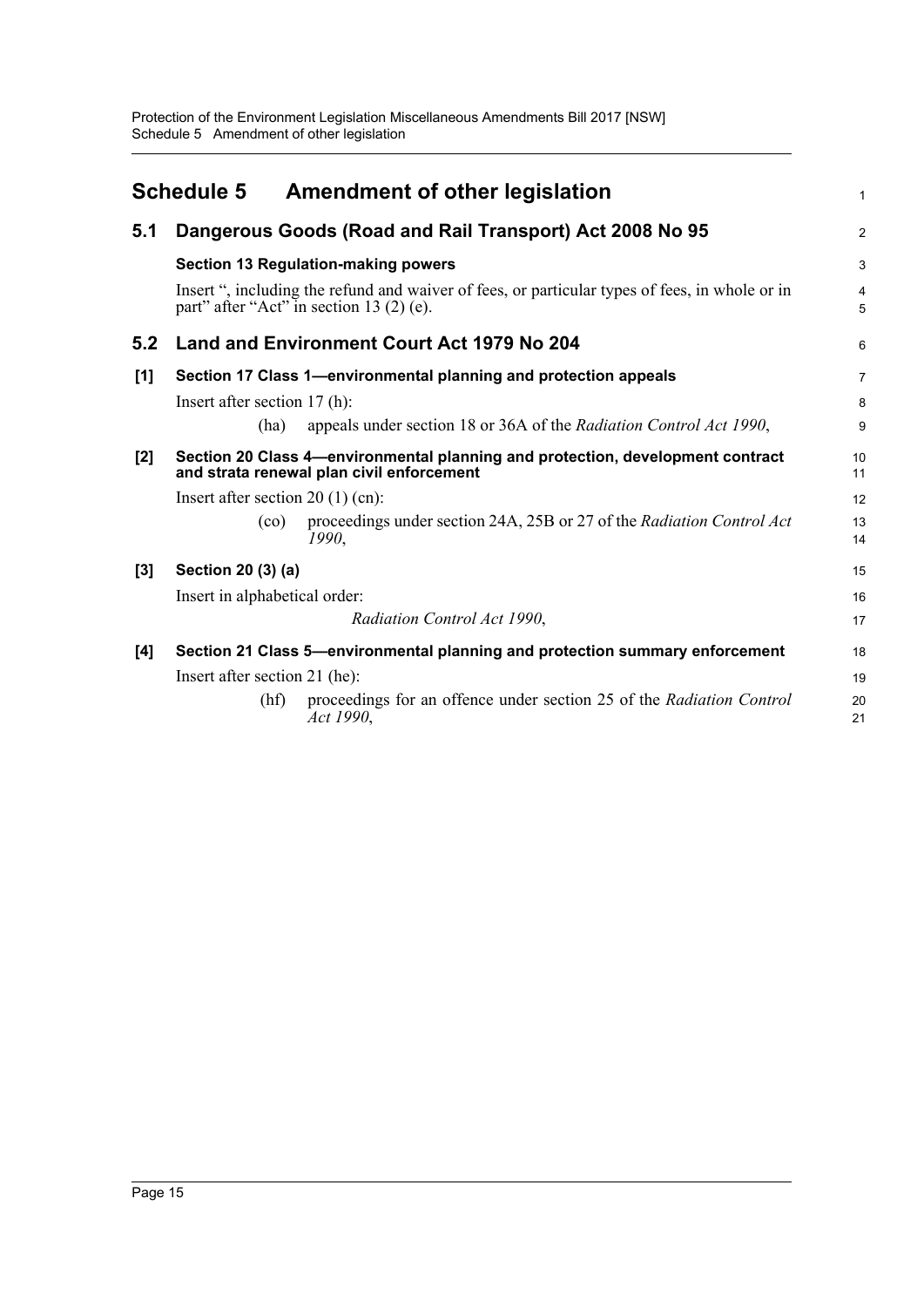# Schedule 5 Amendment of other legislation

## 5.1 Dangerous Goods (Road and Rail Transport) Act 2008 No 95

### Section 13 Regulation-making powers

Insert ", including the refund and waiver of fees, or particular types of fees, in whole or in part" after "Act" in section 13 (2) (e).

## 5.2 Land and Environment Court Act 1979 No 204

### [1] Section 17 Class 1—environmental planning and protection appeals

Insert after section 17 (h):

(ha) appeals under section 18 or 36A of the *Radiation Control Act 1990*,

### [2] Section 20 Class 4—environmental planning and protection, development contract and strata renewal plan civil enforcement

Insert after section 20 (1) (cn):

(co) proceedings under section 24A, 25B or 27 of the *Radiation Control Act 1990*,

### [3] Section 20 (3) (a)

Insert in alphabetical order:

*Radiation Control Act 1990*,

### [4] Section 21 Class 5—environmental planning and protection summary enforcement

Insert after section 21 (he):

(hf) proceedings for an offence under section 25 of the *Radiation Control Act 1990*,